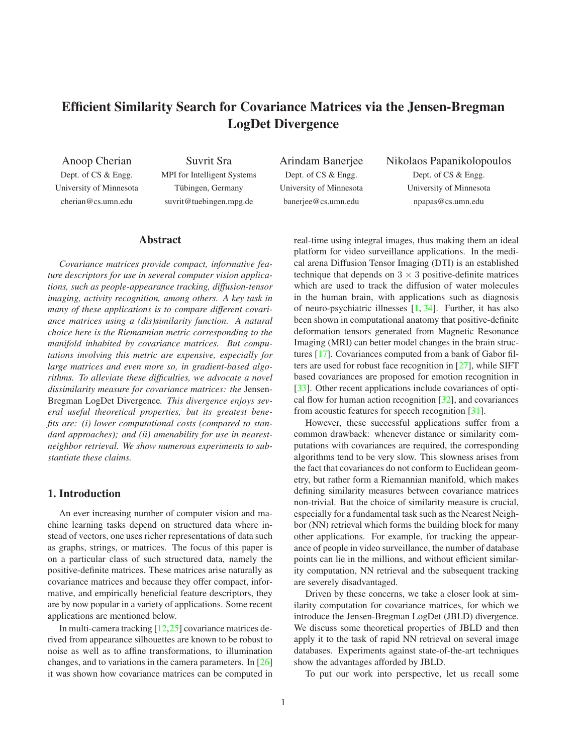# Efficient Similarity Search for Covariance Matrices via the Jensen-Bregman LogDet Divergence

Anoop Cherian
Dept. of CS & Engg.
University of Minnesota
cherian@cs.umn.edu

Suvrit Sra
MPI for Intelligent Systems
Tübingen, Germany
suvrit@tuebingen.mpg.de

Arindam Banerjee
Dept. of CS & Engg.
University of Minnesota
banerjee@cs.umn.edu

Nikolaos Papanikolopoulos
Dept. of CS & Engg.
University of Minnesota
npapas@cs.umn.edu

## Abstract

*Covariance matrices provide compact, informative feature descriptors for use in several computer vision applications, such as people-appearance tracking, diffusion-tensor imaging, activity recognition, among others. A key task in many of these applications is to compare different covariance matrices using a (dis)similarity function. A natural choice here is the Riemannian metric corresponding to the manifold inhabited by covariance matrices. But computations involving this metric are expensive, especially for large matrices and even more so, in gradient-based algorithms. To alleviate these difficulties, we advocate a novel dissimilarity measure for covariance matrices: the* Jensen-Bregman LogDet Divergence*. This divergence enjoys several useful theoretical properties, but its greatest benefits are: (i) lower computational costs (compared to standard approaches); and (ii) amenability for use in nearest-neighbor retrieval. We show numerous experiments to substantiate these claims.*

## 1. Introduction

An ever increasing number of computer vision and machine learning tasks depend on structured data where instead of vectors, one uses richer representations of data such as graphs, strings, or matrices. The focus of this paper is on a particular class of such structured data, namely the positive-definite matrices. These matrices arise naturally as covariance matrices and because they offer compact, informative, and empirically beneficial feature descriptors, they are by now popular in a variety of applications. Some recent applications are mentioned below.

In multi-camera tracking [12,25] covariance matrices derived from appearance silhouettes are known to be robust to noise as well as to affine transformations, to illumination changes, and to variations in the camera parameters. In [26] it was shown how covariance matrices can be computed in real-time using integral images, thus making them an ideal platform for video surveillance applications. In the medical arena Diffusion Tensor Imaging (DTI) is an established technique that depends on $3 \times 3$ positive-definite matrices which are used to track the diffusion of water molecules in the human brain, with applications such as diagnosis of neuro-psychiatric illnesses [1, 34]. Further, it has also been shown in computational anatomy that positive-definite deformation tensors generated from Magnetic Resonance Imaging (MRI) can better model changes in the brain structures [17]. Covariances computed from a bank of Gabor filters are used for robust face recognition in [27], while SIFT based covariances are proposed for emotion recognition in [33]. Other recent applications include covariances of optical flow for human action recognition [32], and covariances from acoustic features for speech recognition [31].

However, these successful applications suffer from a common drawback: whenever distance or similarity computations with covariances are required, the corresponding algorithms tend to be very slow. This slowness arises from the fact that covariances do not conform to Euclidean geometry, but rather form a Riemannian manifold, which makes defining similarity measures between covariance matrices non-trivial. But the choice of similarity measure is crucial, especially for a fundamental task such as the Nearest Neighbor (NN) retrieval which forms the building block for many other applications. For example, for tracking the appearance of people in video surveillance, the number of database points can lie in the millions, and without efficient similarity computation, NN retrieval and the subsequent tracking are severely disadvantaged.

Driven by these concerns, we take a closer look at similarity computation for covariance matrices, for which we introduce the Jensen-Bregman LogDet (JBLD) divergence. We discuss some theoretical properties of JBLD and then apply it to the task of rapid NN retrieval on several image databases. Experiments against state-of-the-art techniques show the advantages afforded by JBLD.

To put our work into perspective, let us recall some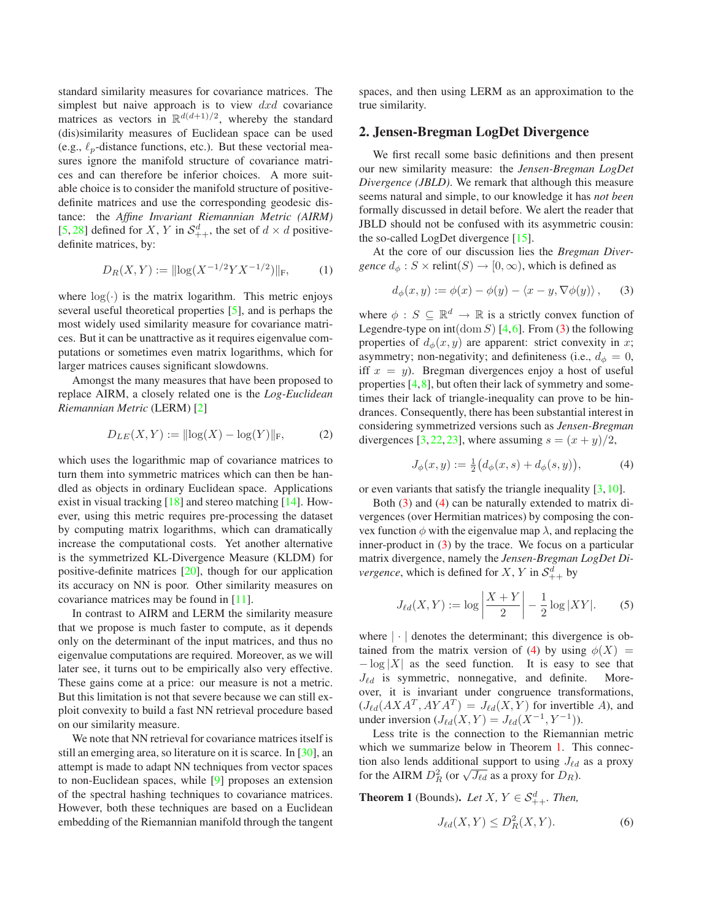standard similarity measures for covariance matrices. The simplest but naive approach is to view $dxd$ covariance matrices as vectors in $\mathbb{R}^{d(d+1)/2}$, whereby the standard (dis)similarity measures of Euclidean space can be used (e.g., $\ell_p$-distance functions, etc.). But these vectorial measures ignore the manifold structure of covariance matrices and can therefore be inferior choices. A more suitable choice is to consider the manifold structure of positive-definite matrices and use the corresponding geodesic distance: the *Affine Invariant Riemannian Metric (AIRM)* [5, 28] defined for $X$, $Y$ in $\mathcal{S}^d_{++}$, the set of $d \times d$ positive-definite matrices, by:

$$D_R(X, Y) := \|\log(X^{-1/2} Y X^{-1/2})\|_{\mathrm{F}}, \tag{1}$$

where $\log(\cdot)$ is the matrix logarithm. This metric enjoys several useful theoretical properties [5], and is perhaps the most widely used similarity measure for covariance matrices. But it can be unattractive as it requires eigenvalue computations or sometimes even matrix logarithms, which for larger matrices causes significant slowdowns.

Amongst the many measures that have been proposed to replace AIRM, a closely related one is the *Log-Euclidean Riemannian Metric* (LERM) [2]

$$D_{LE}(X, Y) := \|\log(X) - \log(Y)\|_{\mathrm{F}}, \tag{2}$$

which uses the logarithmic map of covariance matrices to turn them into symmetric matrices which can then be handled as objects in ordinary Euclidean space. Applications exist in visual tracking [18] and stereo matching [14]. However, using this metric requires pre-processing the dataset by computing matrix logarithms, which can dramatically increase the computational costs. Yet another alternative is the symmetrized KL-Divergence Measure (KLDM) for positive-definite matrices [20], though for our application its accuracy on NN is poor. Other similarity measures on covariance matrices may be found in [11].

In contrast to AIRM and LERM the similarity measure that we propose is much faster to compute, as it depends only on the determinant of the input matrices, and thus no eigenvalue computations are required. Moreover, as we will later see, it turns out to be empirically also very effective. These gains come at a price: our measure is not a metric. But this limitation is not that severe because we can still exploit convexity to build a fast NN retrieval procedure based on our similarity measure.

We note that NN retrieval for covariance matrices itself is still an emerging area, so literature on it is scarce. In [30], an attempt is made to adapt NN techniques from vector spaces to non-Euclidean spaces, while [9] proposes an extension of the spectral hashing techniques to covariance matrices. However, both these techniques are based on a Euclidean embedding of the Riemannian manifold through the tangent spaces, and then using LERM as an approximation to the true similarity.

## 2. Jensen-Bregman LogDet Divergence

We first recall some basic definitions and then present our new similarity measure: the *Jensen-Bregman LogDet Divergence (JBLD)*. We remark that although this measure seems natural and simple, to our knowledge it has *not been* formally discussed in detail before. We alert the reader that JBLD should not be confused with its asymmetric cousin: the so-called LogDet divergence [15].

At the core of our discussion lies the *Bregman Divergence* $d_\phi : S \times \mathrm{relint}(S) \to [0, \infty)$, which is defined as

$$d_\phi(x, y) := \phi(x) - \phi(y) - \langle x - y, \nabla\phi(y)\rangle, \tag{3}$$

where $\phi : S \subseteq \mathbb{R}^d \to \mathbb{R}$ is a strictly convex function of Legendre-type on $\mathrm{int}(\mathrm{dom}\, S)$ [4, 6]. From (3) the following properties of $d_\phi(x, y)$ are apparent: strict convexity in $x$; asymmetry; non-negativity; and definiteness (i.e., $d_\phi = 0$, iff $x = y$). Bregman divergences enjoy a host of useful properties [4, 8], but often their lack of symmetry and sometimes their lack of triangle-inequality can prove to be hindrances. Consequently, there has been substantial interest in considering symmetrized versions such as *Jensen-Bregman* divergences [3, 22, 23], where assuming $s = (x + y)/2$,

$$J_\phi(x, y) := \tfrac{1}{2}\big(d_\phi(x, s) + d_\phi(s, y)\big), \tag{4}$$

or even variants that satisfy the triangle inequality [3, 10].

Both (3) and (4) can be naturally extended to matrix divergences (over Hermitian matrices) by composing the convex function $\phi$ with the eigenvalue map $\lambda$, and replacing the inner-product in (3) by the trace. We focus on a particular matrix divergence, namely the *Jensen-Bregman LogDet Divergence*, which is defined for $X$, $Y$ in $\mathcal{S}^d_{++}$ by

$$J_{\ell d}(X, Y) := \log\left|\frac{X + Y}{2}\right| - \frac{1}{2}\log|XY|. \tag{5}$$

where $|\cdot|$ denotes the determinant; this divergence is obtained from the matrix version of (4) by using $\phi(X) = -\log|X|$ as the seed function. It is easy to see that $J_{\ell d}$ is symmetric, nonnegative, and definite. Moreover, it is invariant under congruence transformations, ($J_{\ell d}(AXA^T, AYA^T) = J_{\ell d}(X, Y)$ for invertible $A$), and under inversion ($J_{\ell d}(X, Y) = J_{\ell d}(X^{-1}, Y^{-1})$).

Less trite is the connection to the Riemannian metric which we summarize below in Theorem 1. This connection also lends additional support to using $J_{\ell d}$ as a proxy for the AIRM $D_R^2$ (or $\sqrt{J_{\ell d}}$ as a proxy for $D_R$).

**Theorem 1** (Bounds)**.** *Let $X$, $Y \in \mathcal{S}^d_{++}$. Then,*

$$J_{\ell d}(X, Y) \le D_R^2(X, Y). \tag{6}$$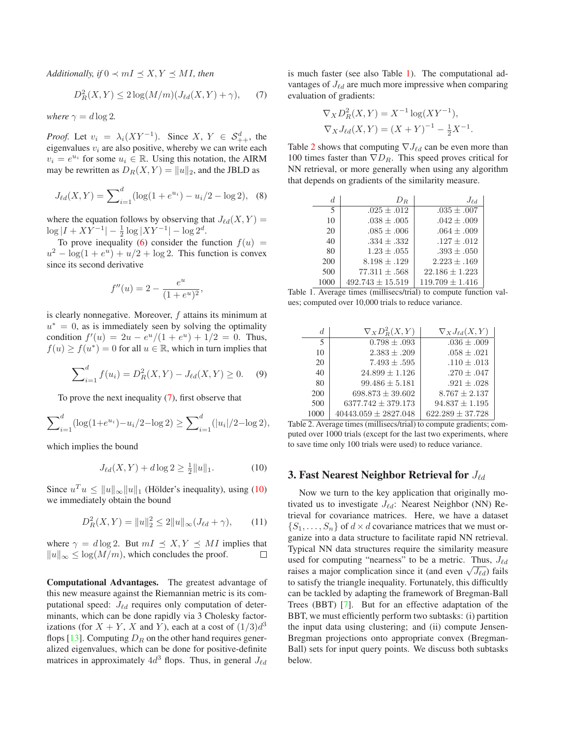*Additionally, if* $0 \prec mI \preceq X, Y \preceq MI$*, then*

$$D_R^2(X,Y) \leq 2\log(M/m)(J_{\ell d}(X,Y) + \gamma), \quad (7)$$

*where* $\gamma = d \log 2$*.*

*Proof.* Let $v_i = \lambda_i(XY^{-1})$. Since $X, Y \in \mathcal{S}_{++}^d$, the eigenvalues $v_i$ are also positive, whereby we can write each $v_i = e^{u_i}$ for some $u_i \in \mathbb{R}$. Using this notation, the AIRM may be rewritten as $D_R(X,Y) = \|u\|_2$, and the JBLD as

$$J_{\ell d}(X,Y) = \sum\nolimits_{i=1}^{d} (\log(1 + e^{u_i}) - u_i/2 - \log 2), \quad (8)$$

where the equation follows by observing that $J_{\ell d}(X,Y) = \log|I + XY^{-1}| - \frac{1}{2}\log|XY^{-1}| - \log 2^d$.

To prove inequality (6) consider the function $f(u) = u^2 - \log(1 + e^u) + u/2 + \log 2$. This function is convex since its second derivative

$$f''(u) = 2 - \frac{e^u}{(1 + e^u)^2},$$

is clearly nonnegative. Moreover, $f$ attains its minimum at $u^* = 0$, as is immediately seen by solving the optimality condition $f'(u) = 2u - e^u/(1 + e^u) + 1/2 = 0$. Thus, $f(u) \geq f(u^*) = 0$ for all $u \in \mathbb{R}$, which in turn implies that

$$\sum\nolimits_{i=1}^{d} f(u_i) = D_R^2(X,Y) - J_{\ell d}(X,Y) \geq 0. \quad (9)$$

To prove the next inequality (7), first observe that

$$\sum\nolimits_{i=1}^{d} (\log(1+e^{u_i}) - u_i/2 - \log 2) \geq \sum\nolimits_{i=1}^{d} (|u_i|/2 - \log 2),$$

which implies the bound

$$J_{\ell d}(X,Y) + d\log 2 \geq \tfrac{1}{2}\|u\|_1. \quad (10)$$

Since $u^T u \leq \|u\|_\infty \|u\|_1$ (Hölder's inequality), using (10) we immediately obtain the bound

$$D_R^2(X,Y) = \|u\|_2^2 \leq 2\|u\|_\infty (J_{\ell d} + \gamma), \quad (11)$$

where $\gamma = d\log 2$. But $mI \preceq X, Y \preceq MI$ implies that $\|u\|_\infty \leq \log(M/m)$, which concludes the proof. □

**Computational Advantages.** The greatest advantage of this new measure against the Riemannian metric is its computational speed: $J_{\ell d}$ requires only computation of determinants, which can be done rapidly via 3 Cholesky factorizations (for $X + Y$, $X$ and $Y$), each at a cost of $(1/3)d^3$ flops [13]. Computing $D_R$ on the other hand requires generalized eigenvalues, which can be done for positive-definite matrices in approximately $4d^3$ flops. Thus, in general $J_{\ell d}$ is much faster (see also Table 1). The computational advantages of $J_{\ell d}$ are much more impressive when comparing evaluation of gradients:

$$\nabla_X D_R^2(X,Y) = X^{-1}\log(XY^{-1}),$$
$$\nabla_X J_{\ell d}(X,Y) = (X+Y)^{-1} - \tfrac{1}{2}X^{-1}.$$

Table 2 shows that computing $\nabla J_{\ell d}$ can be even more than 100 times faster than $\nabla D_R$. This speed proves critical for NN retrieval, or more generally when using any algorithm that depends on gradients of the similarity measure.

| $d$ | $D_R$ | $J_{\ell d}$ |
|---|---|---|
| 5 | $.025 \pm .012$ | $.035 \pm .007$ |
| 10 | $.038 \pm .005$ | $.042 \pm .009$ |
| 20 | $.085 \pm .006$ | $.064 \pm .009$ |
| 40 | $.334 \pm .332$ | $.127 \pm .012$ |
| 80 | $1.23 \pm .055$ | $.393 \pm .050$ |
| 200 | $8.198 \pm .129$ | $2.223 \pm .169$ |
| 500 | $77.311 \pm .568$ | $22.186 \pm 1.223$ |
| 1000 | $492.743 \pm 15.519$ | $119.709 \pm 1.416$ |

Table 1. Average times (millisecs/trial) to compute function values; computed over 10,000 trials to reduce variance.

| $d$ | $\nabla_X D_R^2(X,Y)$ | $\nabla_X J_{\ell d}(X,Y)$ |
|---|---|---|
| 5 | $0.798 \pm .093$ | $.036 \pm .009$ |
| 10 | $2.383 \pm .209$ | $.058 \pm .021$ |
| 20 | $7.493 \pm .595$ | $.110 \pm .013$ |
| 40 | $24.899 \pm 1.126$ | $.270 \pm .047$ |
| 80 | $99.486 \pm 5.181$ | $.921 \pm .028$ |
| 200 | $698.873 \pm 39.602$ | $8.767 \pm 2.137$ |
| 500 | $6377.742 \pm 379.173$ | $94.837 \pm 1.195$ |
| 1000 | $40443.059 \pm 2827.048$ | $622.289 \pm 37.728$ |

Table 2. Average times (millisecs/trial) to compute gradients; computed over 1000 trials (except for the last two experiments, where to save time only 100 trials were used) to reduce variance.

## 3. Fast Nearest Neighbor Retrieval for $J_{\ell d}$

Now we turn to the key application that originally motivated us to investigate $J_{\ell d}$: Nearest Neighbor (NN) Retrieval for covariance matrices. Here, we have a dataset $\{S_1, \ldots, S_n\}$ of $d \times d$ covariance matrices that we must organize into a data structure to facilitate rapid NN retrieval. Typical NN data structures require the similarity measure used for computing "nearness" to be a metric. Thus, $J_{\ell d}$ raises a major complication since it (and even $\sqrt{J_{\ell d}}$) fails to satisfy the triangle inequality. Fortunately, this difficultly can be tackled by adapting the framework of Bregman-Ball Trees (BBT) [7]. But for an effective adaptation of the BBT, we must efficiently perform two subtasks: (i) partition the input data using clustering; and (ii) compute Jensen-Bregman projections onto appropriate convex (Bregman-Ball) sets for input query points. We discuss both subtasks below.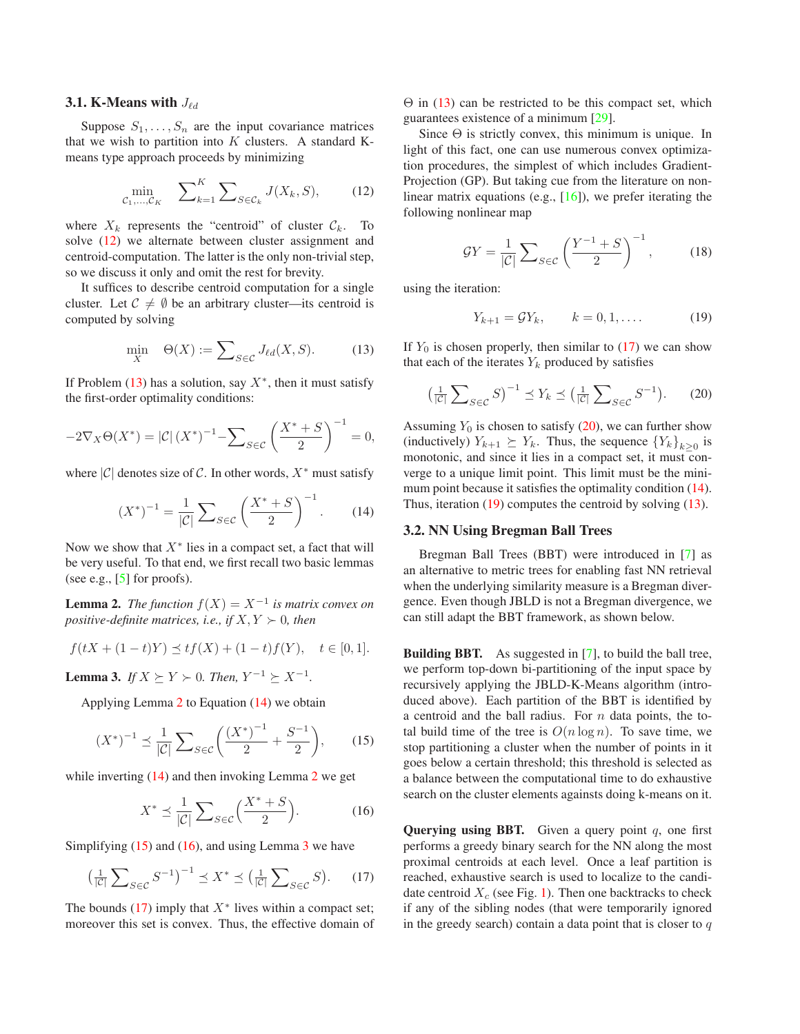### 3.1. K-Means with $J_{\ell d}$

Suppose $S_1, \ldots, S_n$ are the input covariance matrices that we wish to partition into $K$ clusters. A standard K-means type approach proceeds by minimizing

$$\min_{\mathcal{C}_1,\ldots,\mathcal{C}_K} \quad \sum\nolimits_{k=1}^{K} \sum\nolimits_{S\in\mathcal{C}_k} J(X_k, S), \tag{12}$$

where $X_k$ represents the "centroid" of cluster $\mathcal{C}_k$. To solve (12) we alternate between cluster assignment and centroid-computation. The latter is the only non-trivial step, so we discuss it only and omit the rest for brevity.

It suffices to describe centroid computation for a single cluster. Let $\mathcal{C} \neq \emptyset$ be an arbitrary cluster—its centroid is computed by solving

$$\min_{X} \quad \Theta(X) := \sum\nolimits_{S\in\mathcal{C}} J_{\ell d}(X, S). \tag{13}$$

If Problem (13) has a solution, say $X^*$, then it must satisfy the first-order optimality conditions:

$$-2\nabla_X \Theta(X^*) = |\mathcal{C}|\,(X^*)^{-1} - \sum\nolimits_{S\in\mathcal{C}} \left(\frac{X^*+S}{2}\right)^{-1} = 0,$$

where $|\mathcal{C}|$ denotes size of $\mathcal{C}$. In other words, $X^*$ must satisfy

$$(X^*)^{-1} = \frac{1}{|\mathcal{C}|} \sum\nolimits_{S\in\mathcal{C}} \left(\frac{X^*+S}{2}\right)^{-1}. \tag{14}$$

Now we show that $X^*$ lies in a compact set, a fact that will be very useful. To that end, we first recall two basic lemmas (see e.g., [5] for proofs).

**Lemma 2.** *The function $f(X) = X^{-1}$ is matrix convex on positive-definite matrices, i.e., if $X, Y \succ 0$, then*

$$f(tX + (1-t)Y) \preceq t f(X) + (1-t) f(Y), \quad t \in [0, 1].$$

**Lemma 3.** *If $X \succeq Y \succ 0$. Then, $Y^{-1} \succeq X^{-1}$.*

Applying Lemma 2 to Equation (14) we obtain

$$(X^*)^{-1} \preceq \frac{1}{|\mathcal{C}|} \sum\nolimits_{S\in\mathcal{C}} \left(\frac{(X^*)^{-1}}{2} + \frac{S^{-1}}{2}\right), \tag{15}$$

while inverting (14) and then invoking Lemma 2 we get

$$X^* \preceq \frac{1}{|\mathcal{C}|} \sum\nolimits_{S\in\mathcal{C}} \left(\frac{X^*+S}{2}\right). \tag{16}$$

Simplifying (15) and (16), and using Lemma 3 we have

$$\left(\tfrac{1}{|\mathcal{C}|} \sum\nolimits_{S\in\mathcal{C}} S^{-1}\right)^{-1} \preceq X^* \preceq \left(\tfrac{1}{|\mathcal{C}|} \sum\nolimits_{S\in\mathcal{C}} S\right). \tag{17}$$

The bounds (17) imply that $X^*$ lives within a compact set; moreover this set is convex. Thus, the effective domain of $\Theta$ in (13) can be restricted to be this compact set, which guarantees existence of a minimum [29].

Since $\Theta$ is strictly convex, this minimum is unique. In light of this fact, one can use numerous convex optimization procedures, the simplest of which includes Gradient-Projection (GP). But taking cue from the literature on nonlinear matrix equations (e.g., [16]), we prefer iterating the following nonlinear map

$$\mathcal{G}Y = \frac{1}{|\mathcal{C}|} \sum\nolimits_{S\in\mathcal{C}} \left(\frac{Y^{-1}+S}{2}\right)^{-1}, \tag{18}$$

using the iteration:

$$Y_{k+1} = \mathcal{G}Y_k, \qquad k = 0, 1, \ldots. \tag{19}$$

If $Y_0$ is chosen properly, then similar to (17) we can show that each of the iterates $Y_k$ produced by satisfies

$$\left(\tfrac{1}{|\mathcal{C}|} \sum\nolimits_{S\in\mathcal{C}} S\right)^{-1} \preceq Y_k \preceq \left(\tfrac{1}{|\mathcal{C}|} \sum\nolimits_{S\in\mathcal{C}} S^{-1}\right). \tag{20}$$

Assuming $Y_0$ is chosen to satisfy (20), we can further show (inductively) $Y_{k+1} \succeq Y_k$. Thus, the sequence $\{Y_k\}_{k\geq 0}$ is monotonic, and since it lies in a compact set, it must converge to a unique limit point. This limit must be the minimum point because it satisfies the optimality condition (14). Thus, iteration (19) computes the centroid by solving (13).

### 3.2. NN Using Bregman Ball Trees

Bregman Ball Trees (BBT) were introduced in [7] as an alternative to metric trees for enabling fast NN retrieval when the underlying similarity measure is a Bregman divergence. Even though JBLD is not a Bregman divergence, we can still adapt the BBT framework, as shown below.

**Building BBT.** As suggested in [7], to build the ball tree, we perform top-down bi-partitioning of the input space by recursively applying the JBLD-K-Means algorithm (introduced above). Each partition of the BBT is identified by a centroid and the ball radius. For $n$ data points, the total build time of the tree is $O(n \log n)$. To save time, we stop partitioning a cluster when the number of points in it goes below a certain threshold; this threshold is selected as a balance between the computational time to do exhaustive search on the cluster elements againsts doing k-means on it.

**Querying using BBT.** Given a query point $q$, one first performs a greedy binary search for the NN along the most proximal centroids at each level. Once a leaf partition is reached, exhaustive search is used to localize to the candidate centroid $X_c$ (see Fig. 1). Then one backtracks to check if any of the sibling nodes (that were temporarily ignored in the greedy search) contain a data point that is closer to $q$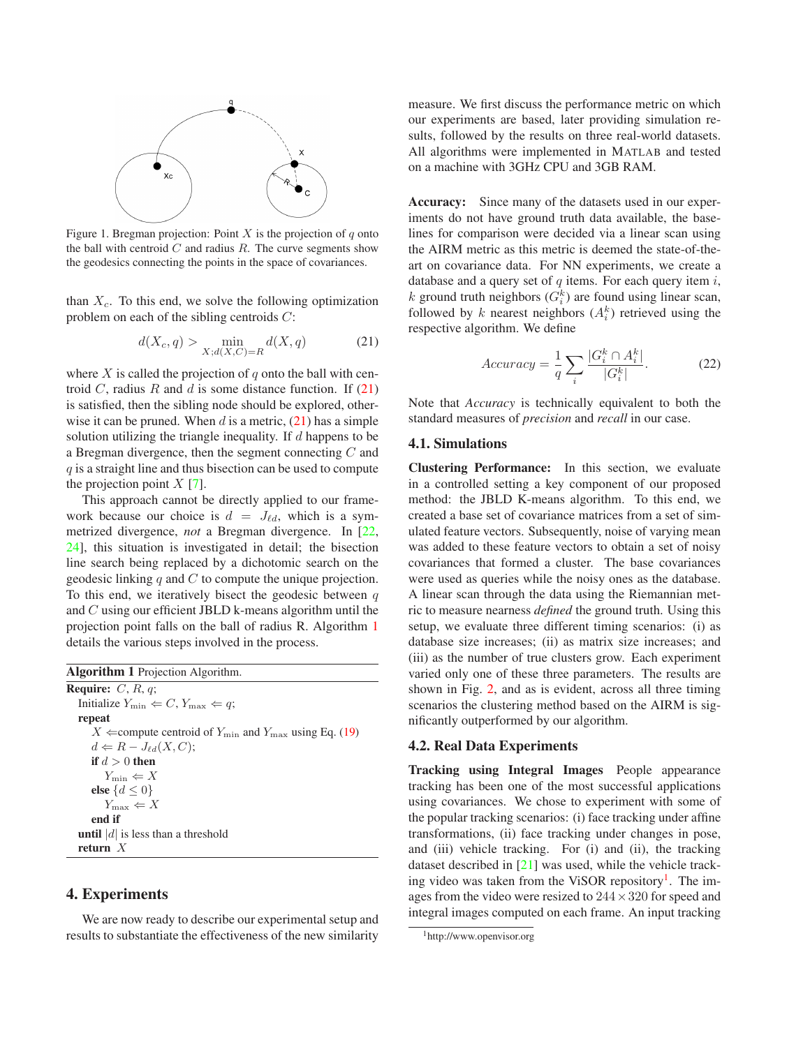Figure 1. Bregman projection: Point $X$ is the projection of $q$ onto the ball with centroid $C$ and radius $R$. The curve segments show the geodesics connecting the points in the space of covariances.

than $X_c$. To this end, we solve the following optimization problem on each of the sibling centroids $C$:

$$d(X_c, q) > \min_{X; d(X,C)=R} d(X, q) \tag{21}$$

where $X$ is called the projection of $q$ onto the ball with centroid $C$, radius $R$ and $d$ is some distance function. If (21) is satisfied, then the sibling node should be explored, otherwise it can be pruned. When $d$ is a metric, (21) has a simple solution utilizing the triangle inequality. If $d$ happens to be a Bregman divergence, then the segment connecting $C$ and $q$ is a straight line and thus bisection can be used to compute the projection point $X$ [7].

This approach cannot be directly applied to our framework because our choice is $d = J_{\ell d}$, which is a symmetrized divergence, *not* a Bregman divergence. In [22, 24], this situation is investigated in detail; the bisection line search being replaced by a dichotomic search on the geodesic linking $q$ and $C$ to compute the unique projection. To this end, we iteratively bisect the geodesic between $q$ and $C$ using our efficient JBLD k-means algorithm until the projection point falls on the ball of radius R. Algorithm 1 details the various steps involved in the process.

**Algorithm 1** Projection Algorithm.

**Require:** $C$, $R$, $q$;
  Initialize $Y_{\min} \Leftarrow C$, $Y_{\max} \Leftarrow q$;
  **repeat**
    $X \Leftarrow$compute centroid of $Y_{\min}$ and $Y_{\max}$ using Eq. (19)
    $d \Leftarrow R - J_{\ell d}(X, C)$;
    **if** $d > 0$ **then**
      $Y_{\min} \Leftarrow X$
    **else** $\{d \leq 0\}$
      $Y_{\max} \Leftarrow X$
    **end if**
  **until** $|d|$ is less than a threshold
  **return** $X$

# 4. Experiments

We are now ready to describe our experimental setup and results to substantiate the effectiveness of the new similarity measure. We first discuss the performance metric on which our experiments are based, later providing simulation results, followed by the results on three real-world datasets. All algorithms were implemented in MATLAB and tested on a machine with 3GHz CPU and 3GB RAM.

**Accuracy:** Since many of the datasets used in our experiments do not have ground truth data available, the baselines for comparison were decided via a linear scan using the AIRM metric as this metric is deemed the state-of-the-art on covariance data. For NN experiments, we create a database and a query set of $q$ items. For each query item $i$, $k$ ground truth neighbors ($G_i^k$) are found using linear scan, followed by $k$ nearest neighbors ($A_i^k$) retrieved using the respective algorithm. We define

$$Accuracy = \frac{1}{q} \sum_i \frac{|G_i^k \cap A_i^k|}{|G_i^k|}. \tag{22}$$

Note that *Accuracy* is technically equivalent to both the standard measures of *precision* and *recall* in our case.

## 4.1. Simulations

**Clustering Performance:** In this section, we evaluate in a controlled setting a key component of our proposed method: the JBLD K-means algorithm. To this end, we created a base set of covariance matrices from a set of simulated feature vectors. Subsequently, noise of varying mean was added to these feature vectors to obtain a set of noisy covariances that formed a cluster. The base covariances were used as queries while the noisy ones as the database. A linear scan through the data using the Riemannian metric to measure nearness *defined* the ground truth. Using this setup, we evaluate three different timing scenarios: (i) as database size increases; (ii) as matrix size increases; and (iii) as the number of true clusters grow. Each experiment varied only one of these three parameters. The results are shown in Fig. 2, and as is evident, across all three timing scenarios the clustering method based on the AIRM is significantly outperformed by our algorithm.

## 4.2. Real Data Experiments

**Tracking using Integral Images** People appearance tracking has been one of the most successful applications using covariances. We chose to experiment with some of the popular tracking scenarios: (i) face tracking under affine transformations, (ii) face tracking under changes in pose, and (iii) vehicle tracking. For (i) and (ii), the tracking dataset described in [21] was used, while the vehicle tracking video was taken from the ViSOR repository[1]. The images from the video were resized to $244 \times 320$ for speed and integral images computed on each frame. An input tracking

[1] http://www.openvisor.org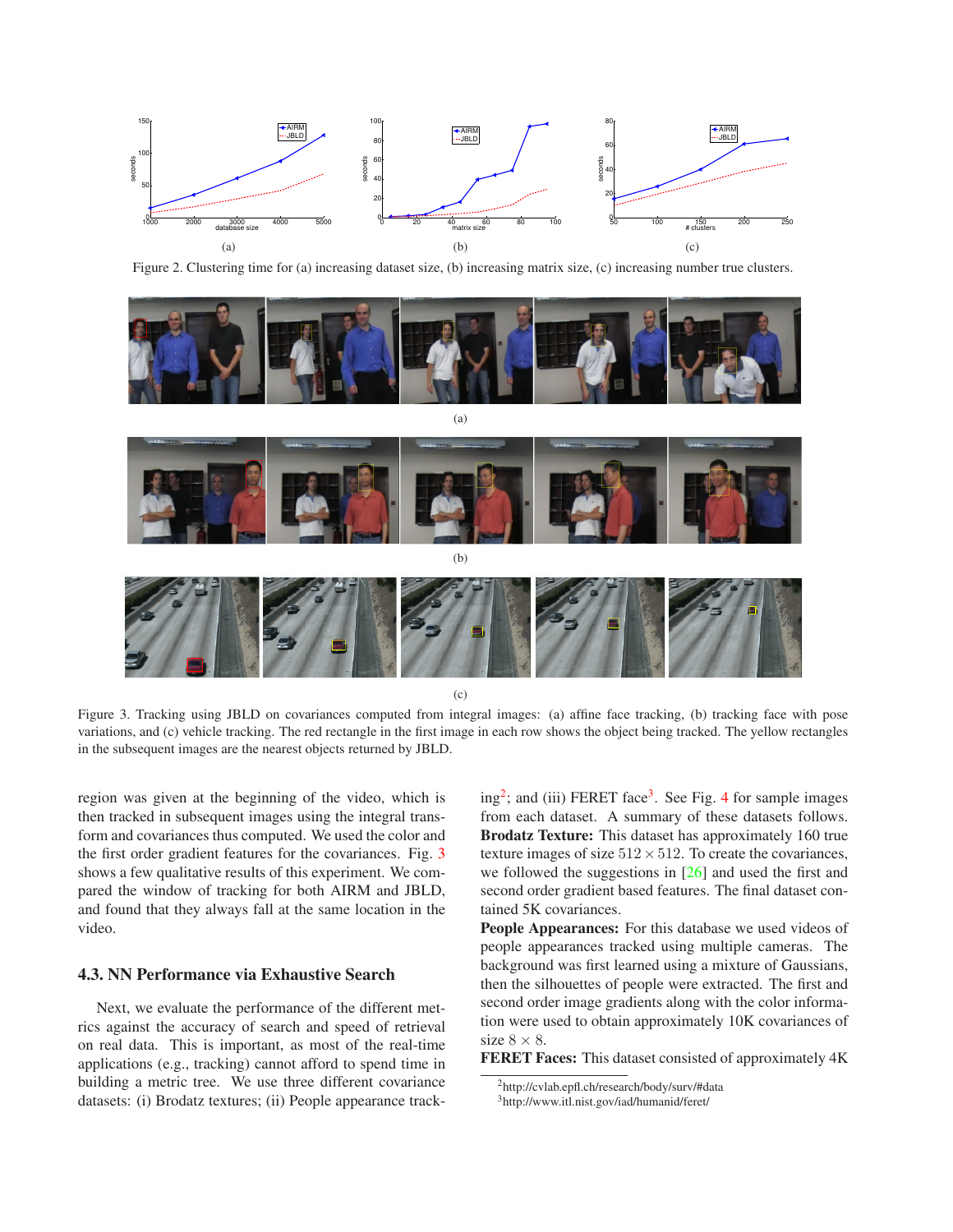Figure 2. Clustering time for (a) increasing dataset size, (b) increasing matrix size, (c) increasing number true clusters.

Figure 3. Tracking using JBLD on covariances computed from integral images: (a) affine face tracking, (b) tracking face with pose variations, and (c) vehicle tracking. The red rectangle in the first image in each row shows the object being tracked. The yellow rectangles in the subsequent images are the nearest objects returned by JBLD.

region was given at the beginning of the video, which is then tracked in subsequent images using the integral transform and covariances thus computed. We used the color and the first order gradient features for the covariances. Fig. 3 shows a few qualitative results of this experiment. We compared the window of tracking for both AIRM and JBLD, and found that they always fall at the same location in the video.

### 4.3. NN Performance via Exhaustive Search

Next, we evaluate the performance of the different metrics against the accuracy of search and speed of retrieval on real data. This is important, as most of the real-time applications (e.g., tracking) cannot afford to spend time in building a metric tree. We use three different covariance datasets: (i) Brodatz textures; (ii) People appearance tracking[2]; and (iii) FERET face[3]. See Fig. 4 for sample images from each dataset. A summary of these datasets follows.

**Brodatz Texture:** This dataset has approximately 160 true texture images of size $512 \times 512$. To create the covariances, we followed the suggestions in [26] and used the first and second order gradient based features. The final dataset contained 5K covariances.

**People Appearances:** For this database we used videos of people appearances tracked using multiple cameras. The background was first learned using a mixture of Gaussians, then the silhouettes of people were extracted. The first and second order image gradients along with the color information were used to obtain approximately 10K covariances of size $8 \times 8$.

**FERET Faces:** This dataset consisted of approximately 4K

[2] http://cvlab.epfl.ch/research/body/surv/#data

[3] http://www.itl.nist.gov/iad/humanid/feret/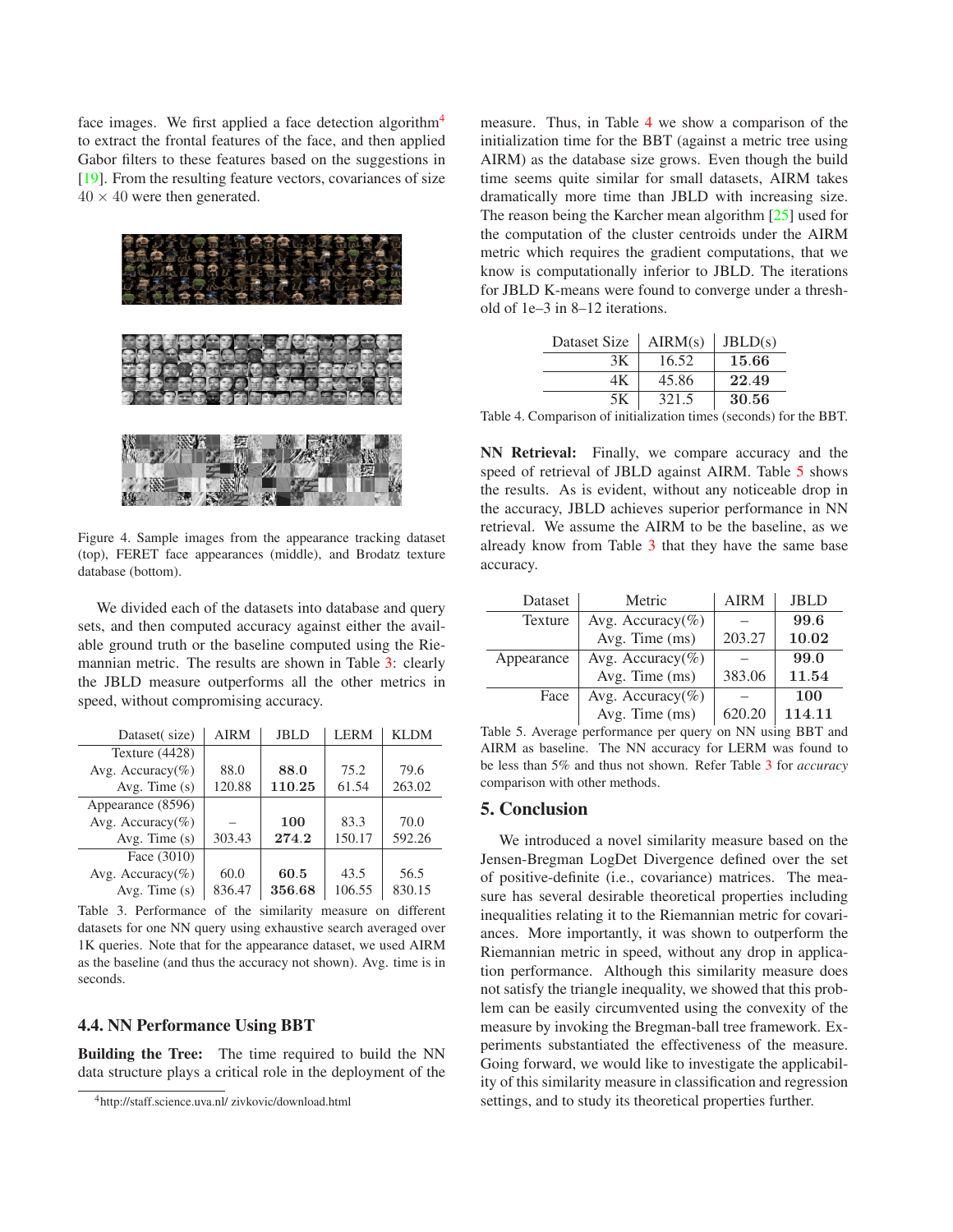face images. We first applied a face detection algorithm[4] to extract the frontal features of the face, and then applied Gabor filters to these features based on the suggestions in [19]. From the resulting feature vectors, covariances of size $40 \times 40$ were then generated.

Figure 4. Sample images from the appearance tracking dataset (top), FERET face appearances (middle), and Brodatz texture database (bottom).

We divided each of the datasets into database and query sets, and then computed accuracy against either the available ground truth or the baseline computed using the Riemannian metric. The results are shown in Table 3: clearly the JBLD measure outperforms all the other metrics in speed, without compromising accuracy.

| Dataset( size) | AIRM | JBLD | LERM | KLDM |
|---|---|---|---|---|
| Texture (4428) | | | | |
| Avg. Accuracy(%) | 88.0 | **88.0** | 75.2 | 79.6 |
| Avg. Time (s) | 120.88 | **110.25** | 61.54 | 263.02 |
| Appearance (8596) | | | | |
| Avg. Accuracy(%) | – | **100** | 83.3 | 70.0 |
| Avg. Time (s) | 303.43 | **274.2** | 150.17 | 592.26 |
| Face (3010) | | | | |
| Avg. Accuracy(%) | 60.0 | **60.5** | 43.5 | 56.5 |
| Avg. Time (s) | 836.47 | **356.68** | 106.55 | 830.15 |

Table 3. Performance of the similarity measure on different datasets for one NN query using exhaustive search averaged over 1K queries. Note that for the appearance dataset, we used AIRM as the baseline (and thus the accuracy not shown). Avg. time is in seconds.

### 4.4. NN Performance Using BBT

**Building the Tree:** The time required to build the NN data structure plays a critical role in the deployment of the measure. Thus, in Table 4 we show a comparison of the initialization time for the BBT (against a metric tree using AIRM) as the database size grows. Even though the build time seems quite similar for small datasets, AIRM takes dramatically more time than JBLD with increasing size. The reason being the Karcher mean algorithm [25] used for the computation of the cluster centroids under the AIRM metric which requires the gradient computations, that we know is computationally inferior to JBLD. The iterations for JBLD K-means were found to converge under a threshold of 1e–3 in 8–12 iterations.

| Dataset Size | AIRM(s) | JBLD(s) |
|---|---|---|
| 3K | 16.52 | **15.66** |
| 4K | 45.86 | **22.49** |
| 5K | 321.5 | **30.56** |

Table 4. Comparison of initialization times (seconds) for the BBT.

**NN Retrieval:** Finally, we compare accuracy and the speed of retrieval of JBLD against AIRM. Table 5 shows the results. As is evident, without any noticeable drop in the accuracy, JBLD achieves superior performance in NN retrieval. We assume the AIRM to be the baseline, as we already know from Table 3 that they have the same base accuracy.

| Dataset | Metric | AIRM | JBLD |
|---|---|---|---|
| Texture | Avg. Accuracy(%) | – | **99.6** |
| | Avg. Time (ms) | 203.27 | **10.02** |
| Appearance | Avg. Accuracy(%) | – | **99.0** |
| | Avg. Time (ms) | 383.06 | **11.54** |
| Face | Avg. Accuracy(%) | – | **100** |
| | Avg. Time (ms) | 620.20 | **114.11** |

Table 5. Average performance per query on NN using BBT and AIRM as baseline. The NN accuracy for LERM was found to be less than 5% and thus not shown. Refer Table 3 for *accuracy* comparison with other methods.

## 5. Conclusion

We introduced a novel similarity measure based on the Jensen-Bregman LogDet Divergence defined over the set of positive-definite (i.e., covariance) matrices. The measure has several desirable theoretical properties including inequalities relating it to the Riemannian metric for covariances. More importantly, it was shown to outperform the Riemannian metric in speed, without any drop in application performance. Although this similarity measure does not satisfy the triangle inequality, we showed that this problem can be easily circumvented using the convexity of the measure by invoking the Bregman-ball tree framework. Experiments substantiated the effectiveness of the measure. Going forward, we would like to investigate the applicability of this similarity measure in classification and regression settings, and to study its theoretical properties further.

[4]http://staff.science.uva.nl/ zivkovic/download.html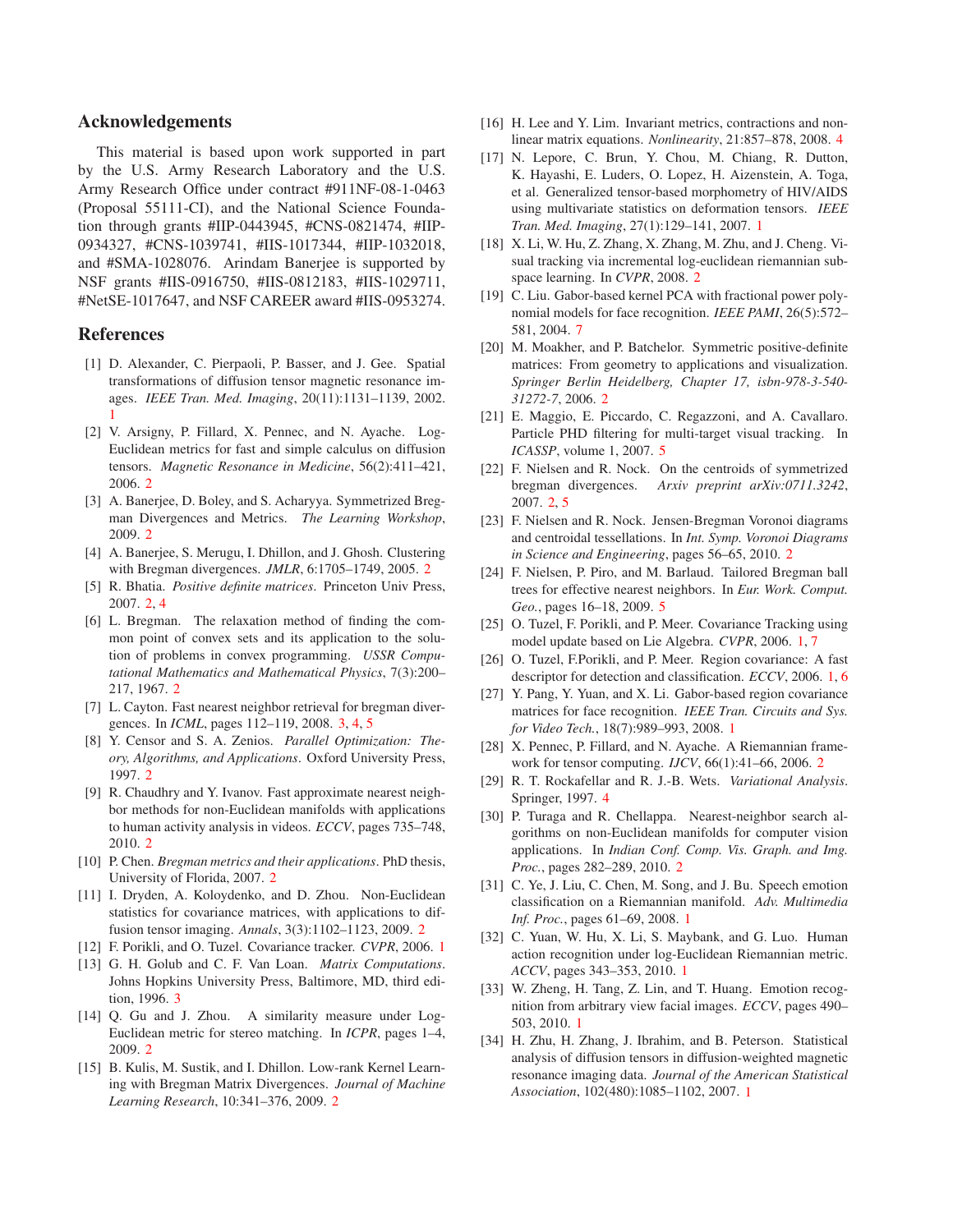## Acknowledgements

This material is based upon work supported in part by the U.S. Army Research Laboratory and the U.S. Army Research Office under contract #911NF-08-1-0463 (Proposal 55111-CI), and the National Science Foundation through grants #IIP-0443945, #CNS-0821474, #IIP-0934327, #CNS-1039741, #IIS-1017344, #IIP-1032018, and #SMA-1028076. Arindam Banerjee is supported by NSF grants #IIS-0916750, #IIS-0812183, #IIS-1029711, #NetSE-1017647, and NSF CAREER award #IIS-0953274.

## References

[1] D. Alexander, C. Pierpaoli, P. Basser, and J. Gee. Spatial transformations of diffusion tensor magnetic resonance images. *IEEE Tran. Med. Imaging*, 20(11):1131–1139, 2002. 1

[2] V. Arsigny, P. Fillard, X. Pennec, and N. Ayache. Log-Euclidean metrics for fast and simple calculus on diffusion tensors. *Magnetic Resonance in Medicine*, 56(2):411–421, 2006. 2

[3] A. Banerjee, D. Boley, and S. Acharyya. Symmetrized Bregman Divergences and Metrics. *The Learning Workshop*, 2009. 2

[4] A. Banerjee, S. Merugu, I. Dhillon, and J. Ghosh. Clustering with Bregman divergences. *JMLR*, 6:1705–1749, 2005. 2

[5] R. Bhatia. *Positive definite matrices*. Princeton Univ Press, 2007. 2, 4

[6] L. Bregman. The relaxation method of finding the common point of convex sets and its application to the solution of problems in convex programming. *USSR Computational Mathematics and Mathematical Physics*, 7(3):200–217, 1967. 2

[7] L. Cayton. Fast nearest neighbor retrieval for bregman divergences. In *ICML*, pages 112–119, 2008. 3, 4, 5

[8] Y. Censor and S. A. Zenios. *Parallel Optimization: Theory, Algorithms, and Applications*. Oxford University Press, 1997. 2

[9] R. Chaudhry and Y. Ivanov. Fast approximate nearest neighbor methods for non-Euclidean manifolds with applications to human activity analysis in videos. *ECCV*, pages 735–748, 2010. 2

[10] P. Chen. *Bregman metrics and their applications*. PhD thesis, University of Florida, 2007. 2

[11] I. Dryden, A. Koloydenko, and D. Zhou. Non-Euclidean statistics for covariance matrices, with applications to diffusion tensor imaging. *Annals*, 3(3):1102–1123, 2009. 2

[12] F. Porikli, and O. Tuzel. Covariance tracker. *CVPR*, 2006. 1

[13] G. H. Golub and C. F. Van Loan. *Matrix Computations*. Johns Hopkins University Press, Baltimore, MD, third edition, 1996. 3

[14] Q. Gu and J. Zhou. A similarity measure under Log-Euclidean metric for stereo matching. In *ICPR*, pages 1–4, 2009. 2

[15] B. Kulis, M. Sustik, and I. Dhillon. Low-rank Kernel Learning with Bregman Matrix Divergences. *Journal of Machine Learning Research*, 10:341–376, 2009. 2

[16] H. Lee and Y. Lim. Invariant metrics, contractions and nonlinear matrix equations. *Nonlinearity*, 21:857–878, 2008. 4

[17] N. Lepore, C. Brun, Y. Chou, M. Chiang, R. Dutton, K. Hayashi, E. Luders, O. Lopez, H. Aizenstein, A. Toga, et al. Generalized tensor-based morphometry of HIV/AIDS using multivariate statistics on deformation tensors. *IEEE Tran. Med. Imaging*, 27(1):129–141, 2007. 1

[18] X. Li, W. Hu, Z. Zhang, X. Zhang, M. Zhu, and J. Cheng. Visual tracking via incremental log-euclidean riemannian subspace learning. In *CVPR*, 2008. 2

[19] C. Liu. Gabor-based kernel PCA with fractional power polynomial models for face recognition. *IEEE PAMI*, 26(5):572–581, 2004. 7

[20] M. Moakher, and P. Batchelor. Symmetric positive-definite matrices: From geometry to applications and visualization. *Springer Berlin Heidelberg, Chapter 17, isbn-978-3-540-31272-7*, 2006. 2

[21] E. Maggio, E. Piccardo, C. Regazzoni, and A. Cavallaro. Particle PHD filtering for multi-target visual tracking. In *ICASSP*, volume 1, 2007. 5

[22] F. Nielsen and R. Nock. On the centroids of symmetrized bregman divergences. *Arxiv preprint arXiv:0711.3242*, 2007. 2, 5

[23] F. Nielsen and R. Nock. Jensen-Bregman Voronoi diagrams and centroidal tessellations. In *Int. Symp. Voronoi Diagrams in Science and Engineering*, pages 56–65, 2010. 2

[24] F. Nielsen, P. Piro, and M. Barlaud. Tailored Bregman ball trees for effective nearest neighbors. In *Eur. Work. Comput. Geo.*, pages 16–18, 2009. 5

[25] O. Tuzel, F. Porikli, and P. Meer. Covariance Tracking using model update based on Lie Algebra. *CVPR*, 2006. 1, 7

[26] O. Tuzel, F.Porikli, and P. Meer. Region covariance: A fast descriptor for detection and classification. *ECCV*, 2006. 1, 6

[27] Y. Pang, Y. Yuan, and X. Li. Gabor-based region covariance matrices for face recognition. *IEEE Tran. Circuits and Sys. for Video Tech.*, 18(7):989–993, 2008. 1

[28] X. Pennec, P. Fillard, and N. Ayache. A Riemannian framework for tensor computing. *IJCV*, 66(1):41–66, 2006. 2

[29] R. T. Rockafellar and R. J.-B. Wets. *Variational Analysis*. Springer, 1997. 4

[30] P. Turaga and R. Chellappa. Nearest-neighbor search algorithms on non-Euclidean manifolds for computer vision applications. In *Indian Conf. Comp. Vis. Graph. and Img. Proc.*, pages 282–289, 2010. 2

[31] C. Ye, J. Liu, C. Chen, M. Song, and J. Bu. Speech emotion classification on a Riemannian manifold. *Adv. Multimedia Inf. Proc.*, pages 61–69, 2008. 1

[32] C. Yuan, W. Hu, X. Li, S. Maybank, and G. Luo. Human action recognition under log-Euclidean Riemannian metric. *ACCV*, pages 343–353, 2010. 1

[33] W. Zheng, H. Tang, Z. Lin, and T. Huang. Emotion recognition from arbitrary view facial images. *ECCV*, pages 490–503, 2010. 1

[34] H. Zhu, H. Zhang, J. Ibrahim, and B. Peterson. Statistical analysis of diffusion tensors in diffusion-weighted magnetic resonance imaging data. *Journal of the American Statistical Association*, 102(480):1085–1102, 2007. 1